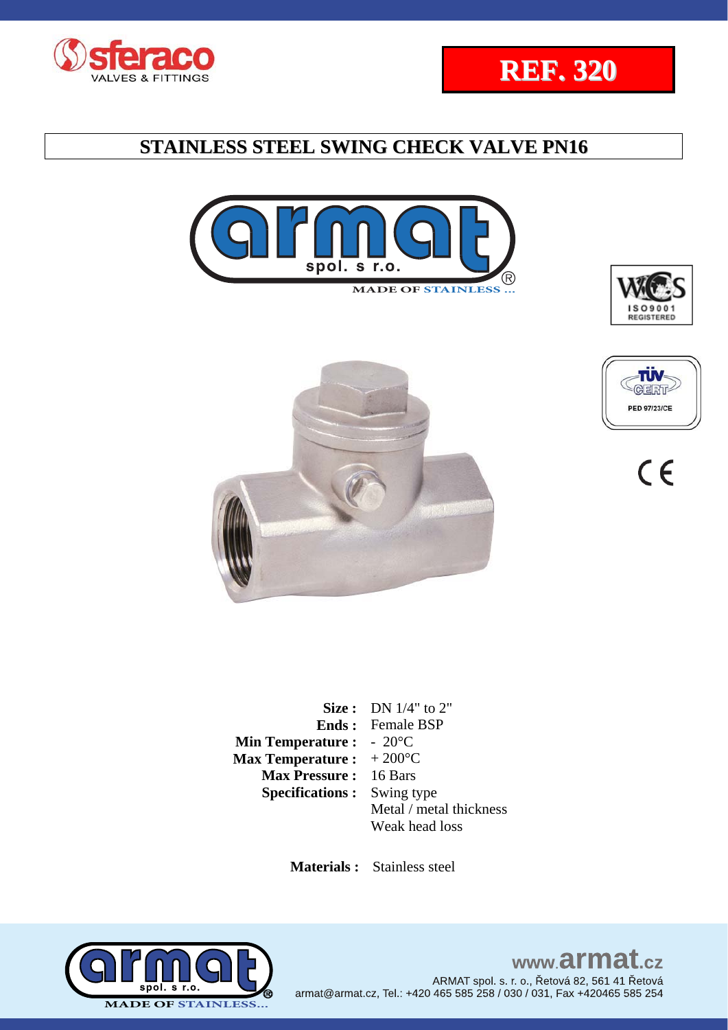**REF. 320**

# STAINLESS STEEL SWING CHECK VALVE PN16

MADE OF STAINLESS ...

| | |
|---|---|
| **Size :** | DN 1/4" to 2" |
| **Ends :** | Female BSP |
| **Min Temperature :** | - 20°C |
| **Max Temperature :** | + 200°C |
| **Max Pressure :** | 16 Bars |
| **Specifications :** | Swing type<br>Metal / metal thickness<br>Weak head loss |

**Materials :** Stainless steel

www.armat.cz

ARMAT spol. s. r. o., Řetová 82, 561 41 Řetová
armat@armat.cz, Tel.: +420 465 585 258 / 030 / 031, Fax +420465 585 254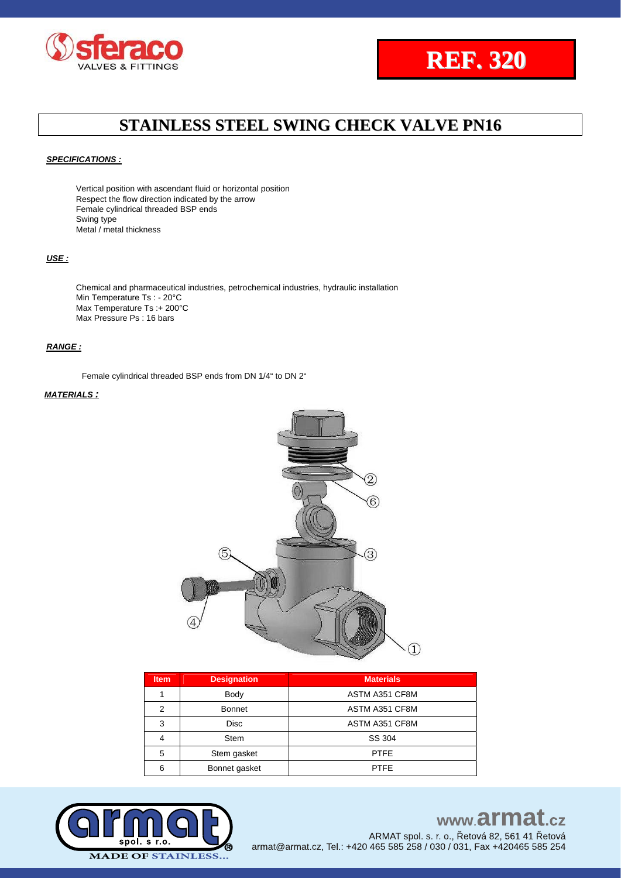# REF. 320

## STAINLESS STEEL SWING CHECK VALVE PN16

***SPECIFICATIONS :***

Vertical position with ascendant fluid or horizontal position
Respect the flow direction indicated by the arrow
Female cylindrical threaded BSP ends
Swing type
Metal / metal thickness

***USE :***

Chemical and pharmaceutical industries, petrochemical industries, hydraulic installation
Min Temperature Ts : - 20°C
Max Temperature Ts :+ 200°C
Max Pressure Ps : 16 bars

***RANGE :***

Female cylindrical threaded BSP ends from DN 1/4" to DN 2"

***MATERIALS :***

| Item | Designation | Materials |
|---|---|---|
| 1 | Body | ASTM A351 CF8M |
| 2 | Bonnet | ASTM A351 CF8M |
| 3 | Disc | ASTM A351 CF8M |
| 4 | Stem | SS 304 |
| 5 | Stem gasket | PTFE |
| 6 | Bonnet gasket | PTFE |

www.armat.cz
ARMAT spol. s r. o., Řetová 82, 561 41 Řetová
armat@armat.cz, Tel.: +420 465 585 258 / 030 / 031, Fax +420465 585 254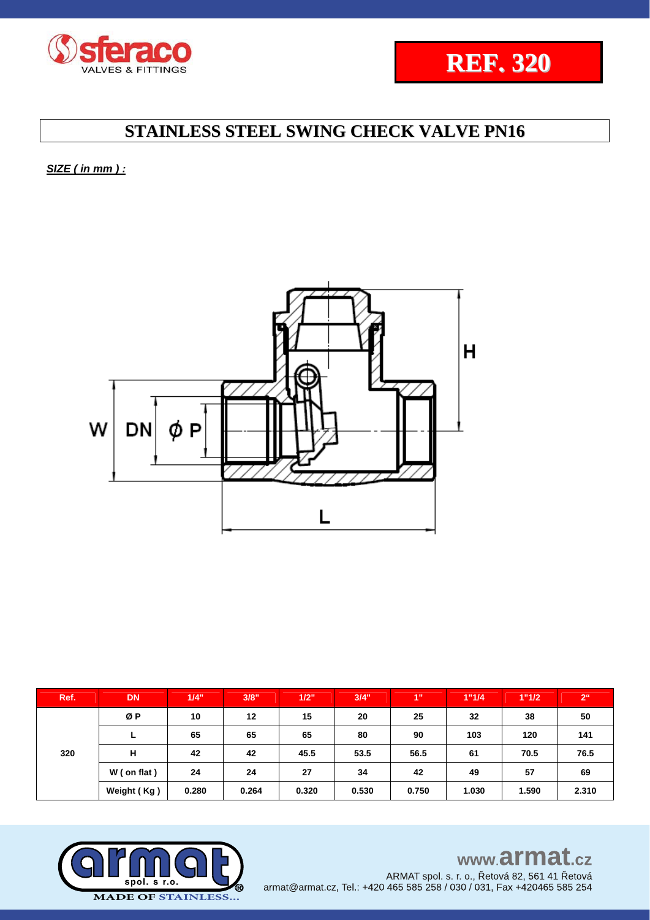# REF. 320

## STAINLESS STEEL SWING CHECK VALVE PN16

***SIZE ( in mm ) :***

| Ref. | DN | 1/4" | 3/8" | 1/2" | 3/4" | 1" | 1"1/4 | 1"1/2 | 2" |
|---|---|---|---|---|---|---|---|---|---|
| 320 | Ø P | 10 | 12 | 15 | 20 | 25 | 32 | 38 | 50 |
| | L | 65 | 65 | 65 | 80 | 90 | 103 | 120 | 141 |
| | H | 42 | 42 | 45.5 | 53.5 | 56.5 | 61 | 70.5 | 76.5 |
| | W ( on flat ) | 24 | 24 | 27 | 34 | 42 | 49 | 57 | 69 |
| | Weight ( Kg ) | 0.280 | 0.264 | 0.320 | 0.530 | 0.750 | 1.030 | 1.590 | 2.310 |

MADE OF STAINLESS...

www.armat.cz

ARMAT spol. s r. o., Řetová 82, 561 41 Řetová
armat@armat.cz, Tel.: +420 465 585 258 / 030 / 031, Fax +420465 585 254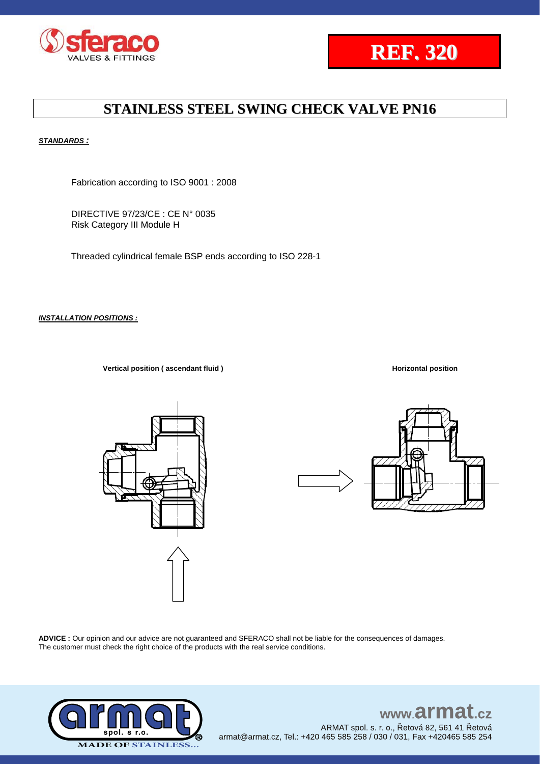# REF. 320

## STAINLESS STEEL SWING CHECK VALVE PN16

***STANDARDS :***

Fabrication according to ISO 9001 : 2008

DIRECTIVE 97/23/CE : CE N° 0035
Risk Category III Module H

Threaded cylindrical female BSP ends according to ISO 228-1

***INSTALLATION POSITIONS :***

**Vertical position ( ascendant fluid )**

**Horizontal position**

**ADVICE :** Our opinion and our advice are not guaranteed and SFERACO shall not be liable for the consequences of damages.
The customer must check the right choice of the products with the real service conditions.

www.armat.cz

ARMAT spol. s r. o., Řetová 82, 561 41 Řetová
armat@armat.cz, Tel.: +420 465 585 258 / 030 / 031, Fax +420465 585 254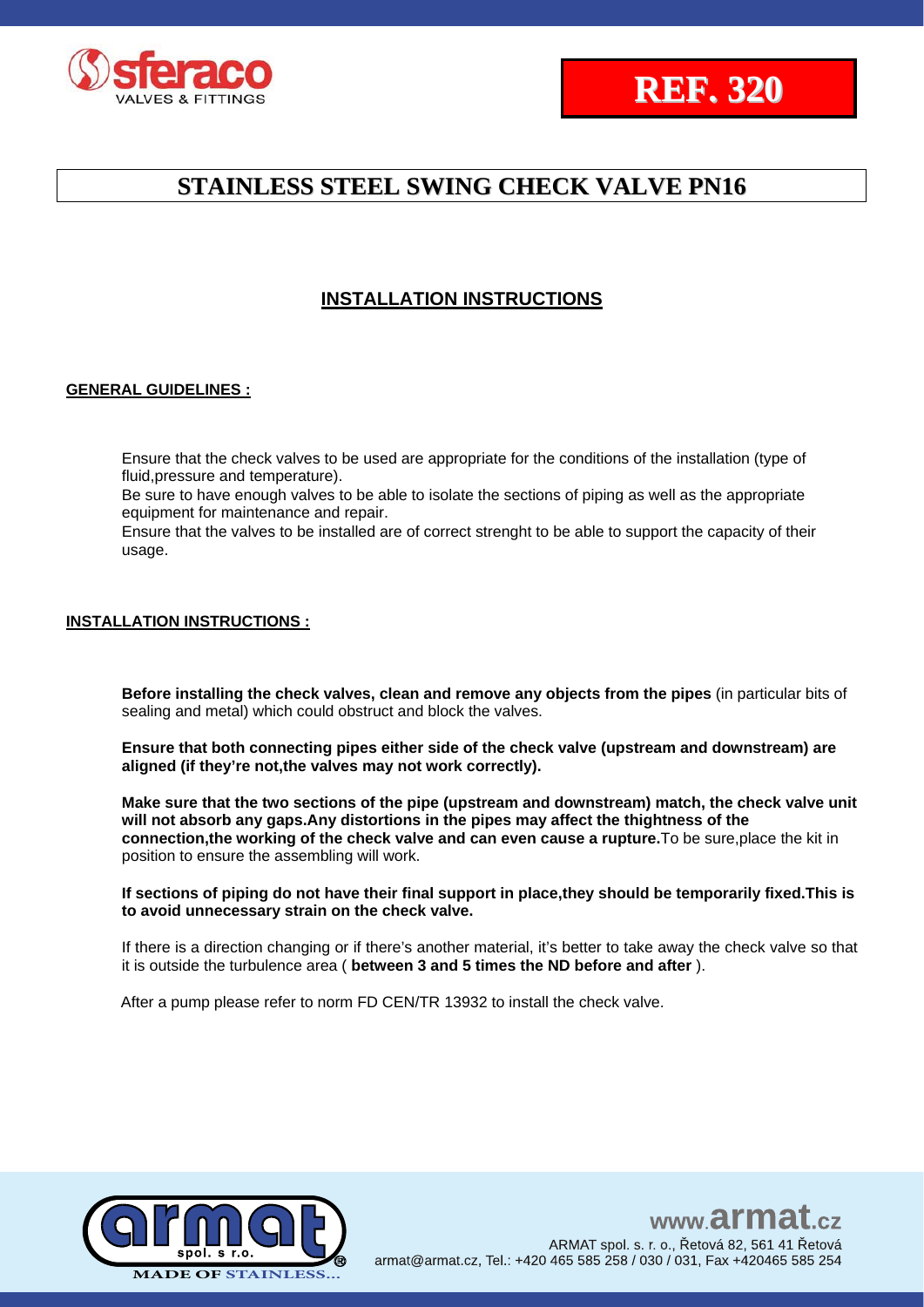REF. 320

# STAINLESS STEEL SWING CHECK VALVE PN16

## INSTALLATION INSTRUCTIONS

### GENERAL GUIDELINES :

Ensure that the check valves to be used are appropriate for the conditions of the installation (type of fluid,pressure and temperature).
Be sure to have enough valves to be able to isolate the sections of piping as well as the appropriate equipment for maintenance and repair.
Ensure that the valves to be installed are of correct strenght to be able to support the capacity of their usage.

### INSTALLATION INSTRUCTIONS :

**Before installing the check valves, clean and remove any objects from the pipes** (in particular bits of sealing and metal) which could obstruct and block the valves.

**Ensure that both connecting pipes either side of the check valve (upstream and downstream) are aligned (if they're not,the valves may not work correctly).**

**Make sure that the two sections of the pipe (upstream and downstream) match, the check valve unit will not absorb any gaps.Any distortions in the pipes may affect the thightness of the connection,the working of the check valve and can even cause a rupture.** To be sure,place the kit in position to ensure the assembling will work.

**If sections of piping do not have their final support in place,they should be temporarily fixed.This is to avoid unnecessary strain on the check valve.**

If there is a direction changing or if there's another material, it's better to take away the check valve so that it is outside the turbulence area ( **between 3 and 5 times the ND before and after** ).

After a pump please refer to norm FD CEN/TR 13932 to install the check valve.

www.armat.cz
ARMAT spol. s r. o., Řetová 82, 561 41 Řetová
armat@armat.cz, Tel.: +420 465 585 258 / 030 / 031, Fax +420465 585 254